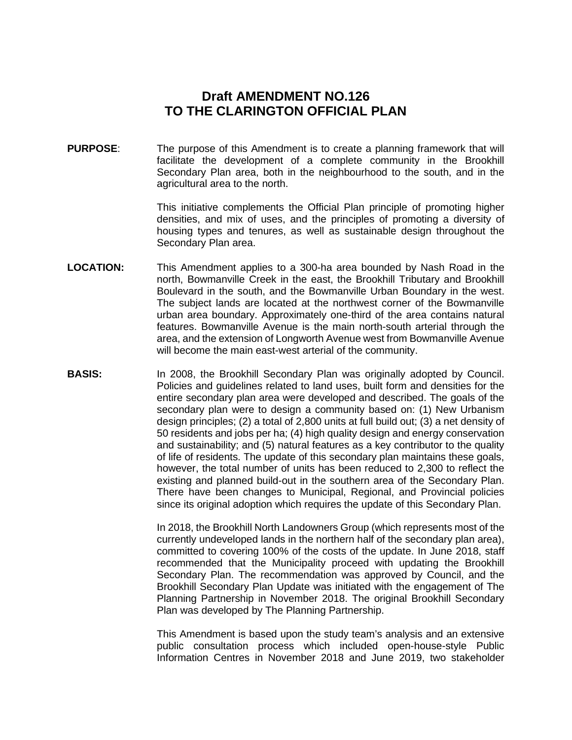# Draft AMENDMENT NO.126 TO THE CLARINGTON OFFICIAL PLAN

**PURPOSE**: The purpose of this Amendment is to create a planning framework that will facilitate the development of a complete community in the Brookhill Secondary Plan area, both in the neighbourhood to the south, and in the agricultural area to the north.

This initiative complements the Official Plan principle of promoting higher densities, and mix of uses, and the principles of promoting a diversity of housing types and tenures, as well as sustainable design throughout the Secondary Plan area.

**LOCATION:** This Amendment applies to a 300-ha area bounded by Nash Road in the north, Bowmanville Creek in the east, the Brookhill Tributary and Brookhill Boulevard in the south, and the Bowmanville Urban Boundary in the west. The subject lands are located at the northwest corner of the Bowmanville urban area boundary. Approximately one-third of the area contains natural features. Bowmanville Avenue is the main north-south arterial through the area, and the extension of Longworth Avenue west from Bowmanville Avenue will become the main east-west arterial of the community.

**BASIS:** In 2008, the Brookhill Secondary Plan was originally adopted by Council. Policies and guidelines related to land uses, built form and densities for the entire secondary plan area were developed and described. The goals of the secondary plan were to design a community based on: (1) New Urbanism design principles; (2) a total of 2,800 units at full build out; (3) a net density of 50 residents and jobs per ha; (4) high quality design and energy conservation and sustainability; and (5) natural features as a key contributor to the quality of life of residents. The update of this secondary plan maintains these goals, however, the total number of units has been reduced to 2,300 to reflect the existing and planned build-out in the southern area of the Secondary Plan. There have been changes to Municipal, Regional, and Provincial policies since its original adoption which requires the update of this Secondary Plan.

In 2018, the Brookhill North Landowners Group (which represents most of the currently undeveloped lands in the northern half of the secondary plan area), committed to covering 100% of the costs of the update. In June 2018, staff recommended that the Municipality proceed with updating the Brookhill Secondary Plan. The recommendation was approved by Council, and the Brookhill Secondary Plan Update was initiated with the engagement of The Planning Partnership in November 2018. The original Brookhill Secondary Plan was developed by The Planning Partnership.

This Amendment is based upon the study team's analysis and an extensive public consultation process which included open-house-style Public Information Centres in November 2018 and June 2019, two stakeholder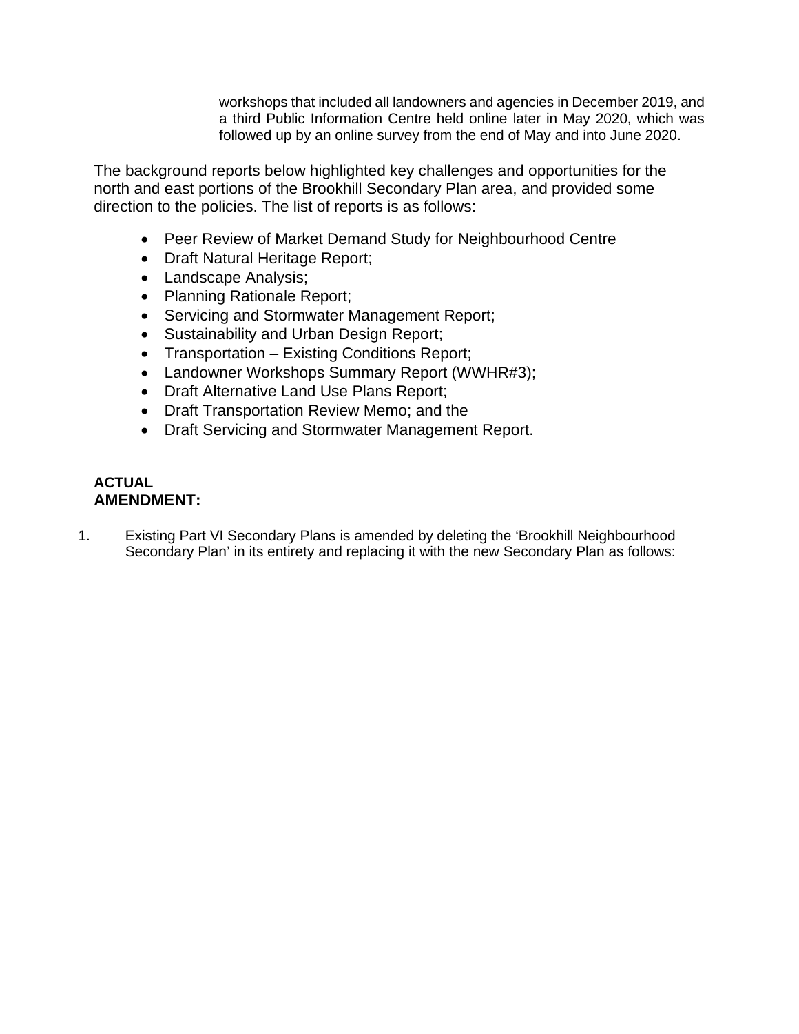workshops that included all landowners and agencies in December 2019, and a third Public Information Centre held online later in May 2020, which was followed up by an online survey from the end of May and into June 2020.

The background reports below highlighted key challenges and opportunities for the north and east portions of the Brookhill Secondary Plan area, and provided some direction to the policies. The list of reports is as follows:

- Peer Review of Market Demand Study for Neighbourhood Centre
- Draft Natural Heritage Report;
- Landscape Analysis;
- Planning Rationale Report;
- Servicing and Stormwater Management Report;
- Sustainability and Urban Design Report;
- Transportation – Existing Conditions Report;
- Landowner Workshops Summary Report (WWHR#3);
- Draft Alternative Land Use Plans Report;
- Draft Transportation Review Memo; and the
- Draft Servicing and Stormwater Management Report.

**ACTUAL AMENDMENT:**

1. Existing Part VI Secondary Plans is amended by deleting the 'Brookhill Neighbourhood Secondary Plan' in its entirety and replacing it with the new Secondary Plan as follows: